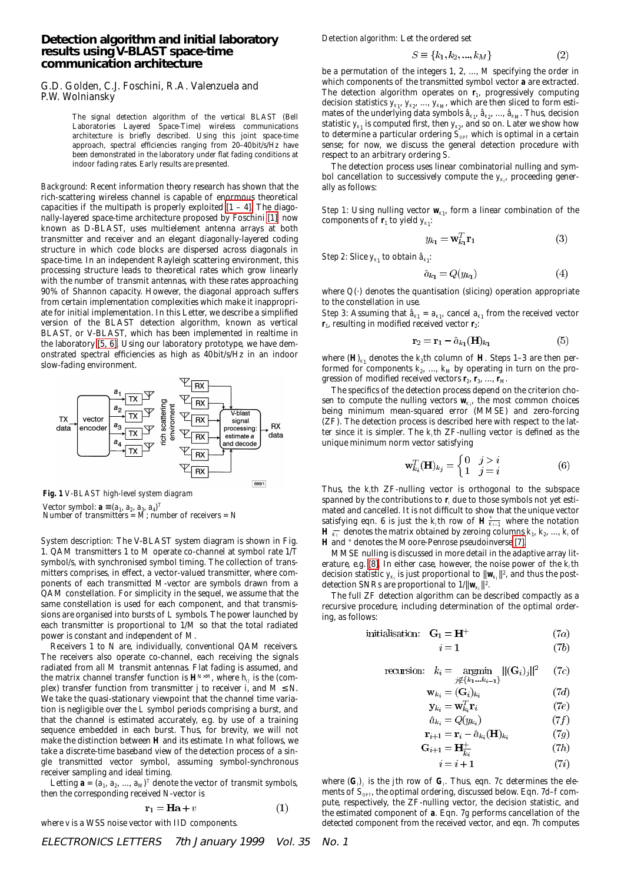# Detection algorithm and initial laboratory results using V-BLAST space-time communication architecture

G.D. Golden, C.J. Foschini, R.A. Valenzuela and P.W. Wolniansky

> The signal detection algorithm of the vertical BLAST (Bell Laboratories Layered Space-Time) wireless communications architecture is briefly described. Using this joint space-time approach, spectral efficiencies ranging from 20–40bit/s/Hz have been demonstrated in the laboratory under flat fading conditions at indoor fading rates. Early results are presented.

*Background:* Recent information theory research has shown that the rich-scattering wireless channel is capable of enormous theoretical capacities if the multipath is properly exploited [1 – 4]. The diagonally-layered space-time architecture proposed by Foschini [1], now known as D-BLAST, uses multielement antenna arrays at both transmitter and receiver and an elegant diagonally-layered coding structure in which code blocks are dispersed across diagonals in space-time. In an independent Rayleigh scattering environment, this processing structure leads to theoretical rates which grow linearly with the number of transmit antennas, with these rates approaching 90% of Shannon capacity. However, the diagonal approach suffers from certain implementation complexities which make it inappropriate for initial implementation. In this Letter, we describe a simplified version of the BLAST detection algorithm, known as vertical BLAST, or V-BLAST, which has been implemented in realtime in the laboratory [5, 6]. Using our laboratory prototype, we have demonstrated spectral efficiencies as high as 40bit/s/Hz in an indoor slow-fading environment.

**Fig. 1** *V-BLAST high-level system diagram*

Vector symbol: $\mathbf{a} \equiv (a_1, a_2, a_3, a_4)^T$
Number of transmitters = $M$; number of receivers = $N$

*System description:* The V-BLAST system diagram is shown in Fig. 1. QAM transmitters 1 to $M$ operate co-channel at symbol rate $1/T$ symbol/s, with synchronised symbol timing. The collection of transmitters comprises, in effect, a vector-valued transmitter, where components of each transmitted $M$-vector are symbols drawn from a QAM constellation. For simplicity in the sequel, we assume that the same constellation is used for each component, and that transmissions are organised into bursts of $L$ symbols. The power launched by each transmitter is proportional to $1/M$ so that the total radiated power is constant and independent of $M$.

Receivers 1 to $N$ are, individually, conventional QAM receivers. The receivers also operate co-channel, each receiving the signals radiated from all $M$ transmit antennas. Flat fading is assumed, and the matrix channel transfer function is $\mathbf{H}^{N\times M}$, where $h_{ij}$ is the (complex) transfer function from transmitter $j$ to receiver $i$, and $M \leq N$. We take the quasi-stationary viewpoint that the channel time variation is negligible over the $L$ symbol periods comprising a burst, and that the channel is estimated accurately, e.g. by use of a training sequence embedded in each burst. Thus, for brevity, we will not make the distinction between $\mathbf{H}$ and its estimate. In what follows, we take a discrete-time baseband view of the detection process of a single transmitted vector symbol, assuming symbol-synchronous receiver sampling and ideal timing.

Letting $\mathbf{a} = (a_1, a_2, ..., a_M)^T$ denote the vector of transmit symbols, then the corresponding received $N$-vector is

$$\mathbf{r}_1 = \mathbf{H}\mathbf{a} + v \tag{1}$$

where $v$ is a WSS noise vector with IID components.

*Detection algorithm:* Let the ordered set

$$S \equiv \{k_1, k_2, ..., k_M\} \tag{2}$$

be a permutation of the integers 1, 2, ..., $M$ specifying the order in which components of the transmitted symbol vector $\mathbf{a}$ are extracted. The detection algorithm operates on $\mathbf{r}_1$, progressively computing decision statistics $y_{k_1}, y_{k_2}, ..., y_{k_M}$, which are then sliced to form estimates of the underlying data symbols $\hat{a}_{k_1}, \hat{a}_{k_2}, ..., \hat{a}_{k_M}$. Thus, decision statistic $y_{k_1}$ is computed first, then $y_{k_2}$, and so on. Later we show how to determine a particular ordering $S_{OPT}$ which is optimal in a certain sense; for now, we discuss the general detection procedure with respect to an arbitrary ordering $S$.

The detection process uses linear combinatorial nulling and symbol cancellation to successively compute the $y_{k_i}$, proceeding generally as follows:

*Step 1:* Using nulling vector $\mathbf{w}_{k_1}$, form a linear combination of the components of $\mathbf{r}_1$ to yield $y_{k_1}$:

$$y_{k_1} = \mathbf{w}_{k_1}^T \mathbf{r}_1 \tag{3}$$

*Step 2:* Slice $y_{k_1}$ to obtain $\hat{a}_{k_1}$:

$$\hat{a}_{k_1} = Q(y_{k_1}) \tag{4}$$

where $Q(\cdot)$ denotes the quantisation (slicing) operation appropriate to the constellation in use.

*Step 3:* Assuming that $\hat{a}_{k_1} = a_{k_1}$, cancel $a_{k_1}$ from the received vector $\mathbf{r}_1$, resulting in modified received vector $\mathbf{r}_2$:

$$\mathbf{r}_2 = \mathbf{r}_1 - \hat{a}_{k_1}(\mathbf{H})_{k_1} \tag{5}$$

where $(\mathbf{H})_{k_1}$ denotes the $k_1$th column of $\mathbf{H}$. Steps 1–3 are then performed for components $k_2, ..., k_M$ by operating in turn on the progression of modified received vectors $\mathbf{r}_2, \mathbf{r}_3, ..., \mathbf{r}_M$.

The specifics of the detection process depend on the criterion chosen to compute the nulling vectors $\mathbf{w}_{k_i}$, the most common choices being minimum mean-squared error (MMSE) and zero-forcing (ZF). The detection process is described here with respect to the latter since it is simpler. The $k_i$th ZF-nulling vector is defined as the unique minimum norm vector satisfying

$$\mathbf{w}_{k_i}^T (\mathbf{H})_{k_j} = \begin{cases} 0 & j > i \\ 1 & j = i \end{cases} \tag{6}$$

Thus, the $k_i$th ZF-nulling vector is orthogonal to the subspace spanned by the contributions to $\mathbf{r}_i$ due to those symbols not yet estimated and cancelled. It is not difficult to show that the unique vector satisfying eqn. 6 is just the $k_i$th row of $\mathbf{H}^{+}_{\overline{k_{i-1}}}$ where the notation $\mathbf{H}_{\overline{k_i}}$ denotes the matrix obtained by zeroing columns $k_1, k_2, ..., k_i$ of $\mathbf{H}$ and $^+$ denotes the Moore-Penrose pseudoinverse [7].

MMSE nulling is discussed in more detail in the adaptive array literature, e.g. [8]. In either case, however, the noise power of the $k_i$th decision statistic $y_{k_i}$ is just proportional to $\|\mathbf{w}_{k_i}\|^2$, and thus the post-detection SNRs are proportional to $1/\|\mathbf{w}_{k_i}\|^2$.

The full ZF detection algorithm can be described compactly as a recursive procedure, including determination of the optimal ordering, as follows:

$$\text{initialisation:} \quad \mathbf{G}_1 = \mathbf{H}^+ \tag{7a}$$

$$i = 1 \tag{7b}$$

$$\text{recursion:} \quad k_i = \underset{j \notin \{k_1 \dots k_{i-1}\}}{\operatorname{argmin}} \|(\mathbf{G}_i)_j\|^2 \tag{7c}$$

$$\mathbf{w}_{k_i} = (\mathbf{G}_i)_{k_i} \tag{7d}$$

$$\mathbf{y}_{k_i} = \mathbf{w}_{k_i}^T \mathbf{r}_i \tag{7e}$$

$$\hat{a}_{k_i} = Q(y_{k_i}) \tag{7f}$$

$$\mathbf{r}_{i+1} = \mathbf{r}_i - \hat{a}_{k_i}(\mathbf{H})_{k_i} \tag{7g}$$

$$\mathbf{G}_{i+1} = \mathbf{H}^{+}_{\overline{k_i}} \tag{7h}$$

$$i = i + 1 \tag{7i}$$

where $(\mathbf{G}_i)_j$ is the $j$th row of $\mathbf{G}_i$. Thus, eqn. 7c determines the elements of $S_{OPT}$, the optimal ordering, discussed below. Eqn. 7d–f compute, respectively, the ZF-nulling vector, the decision statistic, and the estimated component of $\mathbf{a}$. Eqn. 7g performs cancellation of the detected component from the received vector, and eqn. 7h computes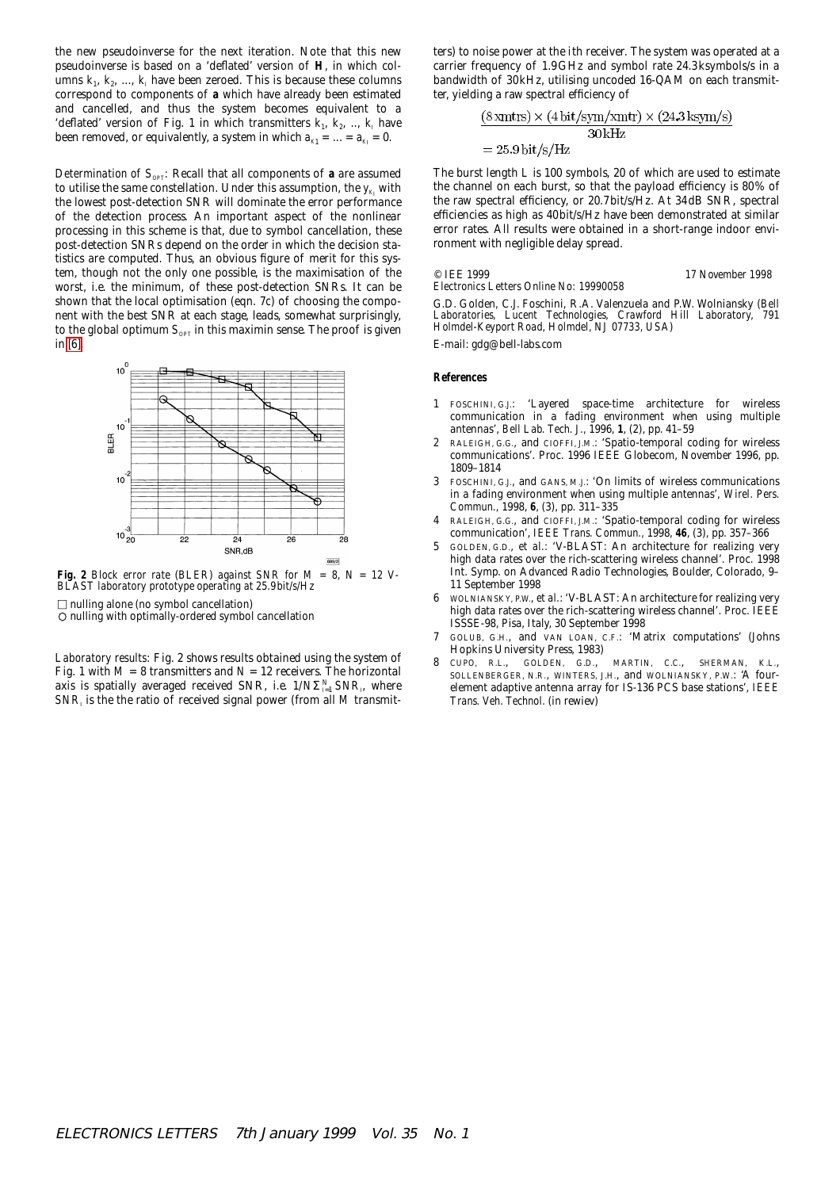the new pseudoinverse for the next iteration. Note that this new pseudoinverse is based on a 'deflated' version of **H**, in which columns $k_1, k_2, ..., k_i$ have been zeroed. This is because these columns correspond to components of **a** which have already been estimated and cancelled, and thus the system becomes equivalent to a 'deflated' version of Fig. 1 in which transmitters $k_1, k_2, .., k_i$ have been removed, or equivalently, a system in which $a_{k_1} = ... = a_{k_i} = 0$.

*Determination of* $S_{OPT}$: Recall that all components of **a** are assumed to utilise the same constellation. Under this assumption, the $y_{k_i}$ with the lowest post-detection SNR will dominate the error performance of the detection process. An important aspect of the nonlinear processing in this scheme is that, due to symbol cancellation, these post-detection SNRs depend on the order in which the decision statistics are computed. Thus, an obvious figure of merit for this system, though not the only one possible, is the maximisation of the worst, i.e. the minimum, of these post-detection SNRs. It can be shown that the local optimisation (eqn. 7c) of choosing the component with the best SNR at each stage, leads, somewhat surprisingly, to the global optimum $S_{OPT}$ in this maximin sense. The proof is given in [6].

10^0
10^-1
10^-2
10^-3
BLER
20
22
24
26
28
SNR,dB

**Fig. 2** *Block error rate (BLER) against SNR for M = 8, N = 12 V-BLAST laboratory prototype operating at 25.9bit/s/Hz*

□ nulling alone (no symbol cancellation)
○ nulling with optimally-ordered symbol cancellation

*Laboratory results:* Fig. 2 shows results obtained using the system of Fig. 1 with $M = 8$ transmitters and $N = 12$ receivers. The horizontal axis is spatially averaged received SNR, i.e. $1/N\Sigma_{i=1}^{N} SNR_i$, where $SNR_i$ is the the ratio of received signal power (from all $M$ transmitters) to noise power at the $i$th receiver. The system was operated at a carrier frequency of 1.9GHz and symbol rate 24.3ksymbols/s in a bandwidth of 30kHz, utilising uncoded 16-QAM on each transmitter, yielding a raw spectral efficiency of

$$\frac{(8\,\text{xmtrs}) \times (4\,\text{bit/sym/xmtr}) \times (24.3\,\text{ksym/s})}{30\text{kHz}}$$
$$= 25.9\,\text{bit/s/Hz}$$

The burst length $L$ is 100 symbols, 20 of which are used to estimate the channel on each burst, so that the payload efficiency is 80% of the raw spectral efficiency, or 20.7bit/s/Hz. At 34dB SNR, spectral efficiencies as high as 40bit/s/Hz have been demonstrated at similar error rates. All results were obtained in a short-range indoor environment with negligible delay spread.

© IEE 1999 — 17 November 1998
*Electronics Letters Online No: 19990058*

G.D. Golden, C.J. Foschini, R.A. Valenzuela and P.W. Wolniansky (*Bell Laboratories, Lucent Technologies, Crawford Hill Laboratory, 791 Holmdel-Keyport Road, Holmdel, NJ 07733, USA*)

E-mail: gdg@bell-labs.com

## References

1. FOSCHINI, G.J.: 'Layered space-time architecture for wireless communication in a fading environment when using multiple antennas', *Bell Lab. Tech. J.*, 1996, **1**, (2), pp. 41–59
2. RALEIGH, G.G., and CIOFFI, J.M.: 'Spatio-temporal coding for wireless communications'. Proc. 1996 IEEE Globecom, November 1996, pp. 1809–1814
3. FOSCHINI, G.J., and GANS, M.J.: 'On limits of wireless communications in a fading environment when using multiple antennas', *Wirel. Pers. Commun.*, 1998, **6**, (3), pp. 311–335
4. RALEIGH, G.G., and CIOFFI, J.M.: 'Spatio-temporal coding for wireless communication', *IEEE Trans. Commun.*, 1998, **46**, (3), pp. 357–366
5. GOLDEN, G.D., *et al.*: 'V-BLAST: An architecture for realizing very high data rates over the rich-scattering wireless channel'. Proc. 1998 Int. Symp. on Advanced Radio Technologies, Boulder, Colorado, 9–11 September 1998
6. WOLNIANSKY, P.W., *et al.*: 'V-BLAST: An architecture for realizing very high data rates over the rich-scattering wireless channel'. Proc. IEEE ISSSE-98, Pisa, Italy, 30 September 1998
7. GOLUB, G.H., and VAN LOAN, C.F.: 'Matrix computations' (Johns Hopkins University Press, 1983)
8. CUPO, R.L., GOLDEN, G.D., MARTIN, C.C., SHERMAN, K.L., SOLLENBERGER, N.R., WINTERS, J.H., and WOLNIANSKY, P.W.: 'A four-element adaptive antenna array for IS-136 PCS base stations', *IEEE Trans. Veh. Technol.* (in rewiev)